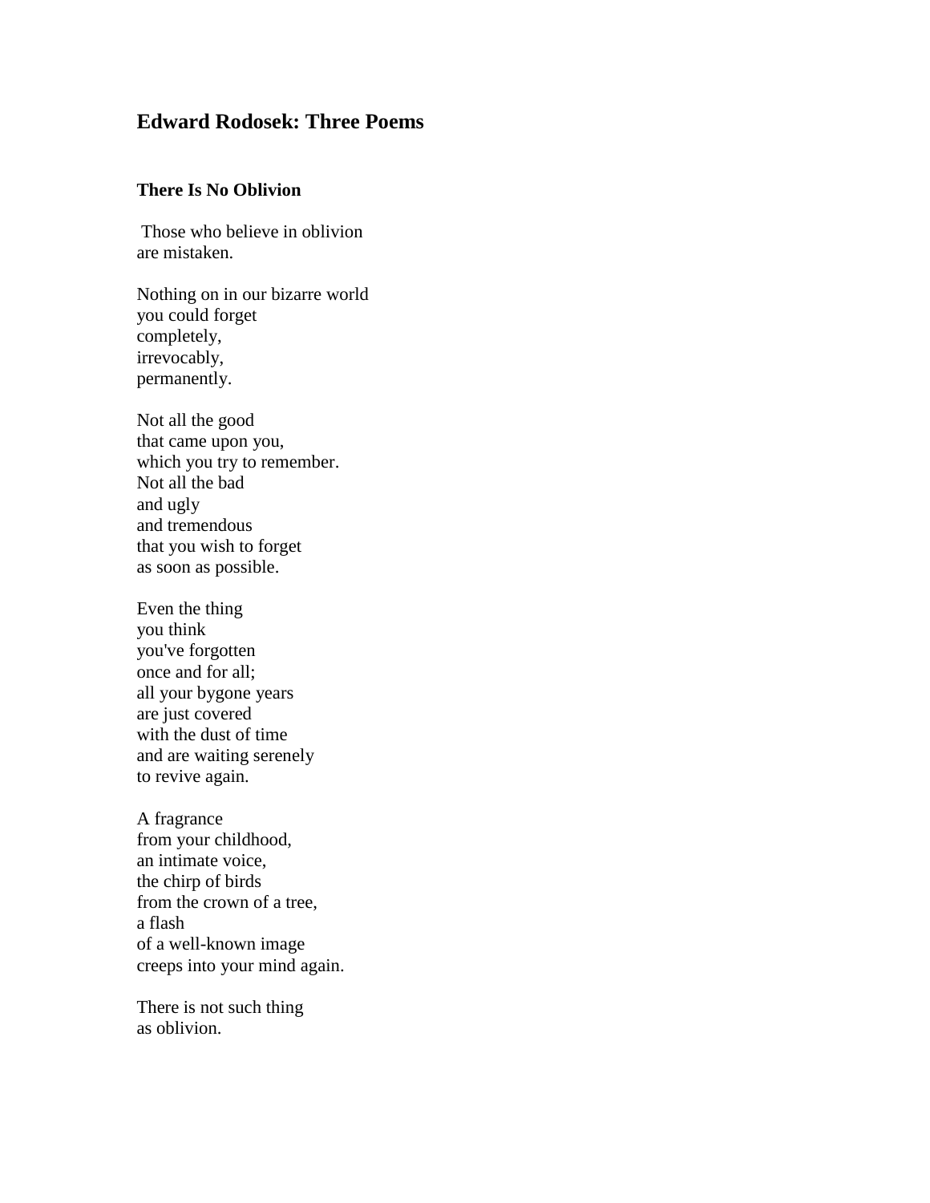# Edward Rodosek: Three Poems

## There Is No Oblivion

Those who believe in oblivion
are mistaken.

Nothing on in our bizarre world
you could forget
completely,
irrevocably,
permanently.

Not all the good
that came upon you,
which you try to remember.
Not all the bad
and ugly
and tremendous
that you wish to forget
as soon as possible.

Even the thing
you think
you've forgotten
once and for all;
all your bygone years
are just covered
with the dust of time
and are waiting serenely
to revive again.

A fragrance
from your childhood,
an intimate voice,
the chirp of birds
from the crown of a tree,
a flash
of a well-known image
creeps into your mind again.

There is not such thing
as oblivion.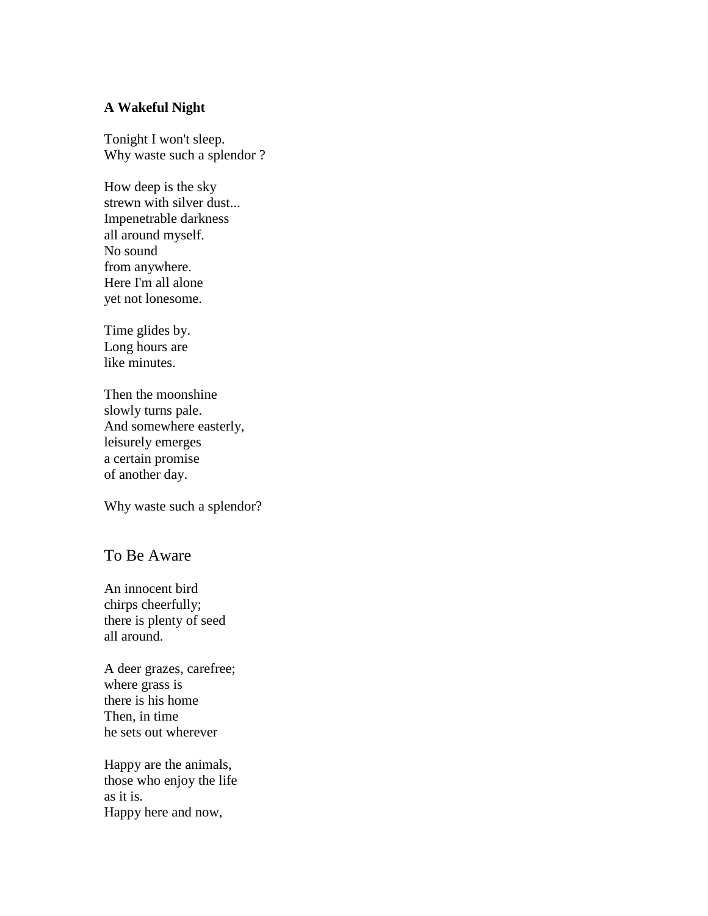**A Wakeful Night**

Tonight I won't sleep.
Why waste such a splendor ?

How deep is the sky
strewn with silver dust...
Impenetrable darkness
all around myself.
No sound
from anywhere.
Here I'm all alone
yet not lonesome.

Time glides by.
Long hours are
like minutes.

Then the moonshine
slowly turns pale.
And somewhere easterly,
leisurely emerges
a certain promise
of another day.

Why waste such a splendor?

## To Be Aware

An innocent bird
chirps cheerfully;
there is plenty of seed
all around.

A deer grazes, carefree;
where grass is
there is his home
Then, in time
he sets out wherever

Happy are the animals,
those who enjoy the life
as it is.
Happy here and now,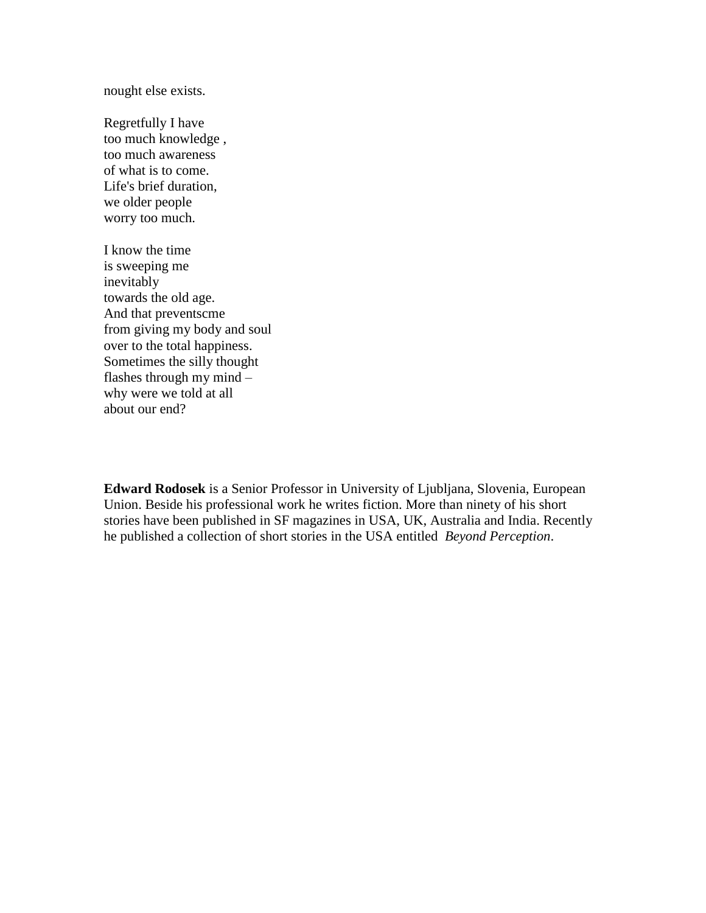nought else exists.

Regretfully I have  
too much knowledge ,  
too much awareness  
of what is to come.  
Life's brief duration,  
we older people  
worry too much.

I know the time  
is sweeping me  
inevitably  
towards the old age.  
And that preventscme  
from giving my body and soul  
over to the total happiness.  
Sometimes the silly thought  
flashes through my mind –  
why were we told at all  
about our end?

**Edward Rodosek** is a Senior Professor in University of Ljubljana, Slovenia, European Union. Beside his professional work he writes fiction. More than ninety of his short stories have been published in SF magazines in USA, UK, Australia and India. Recently he published a collection of short stories in the USA entitled *Beyond Perception*.